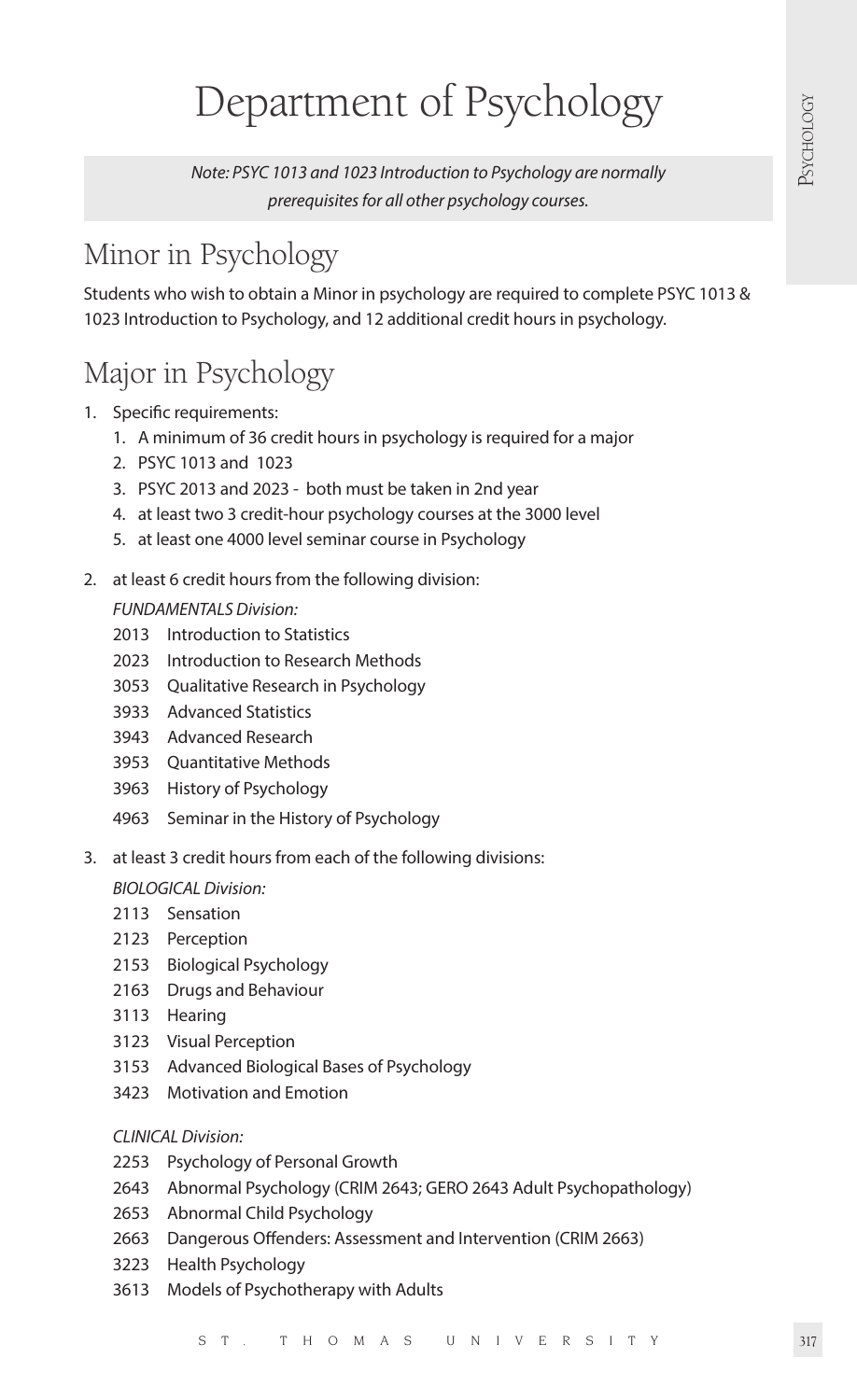# Department of Psychology

*Note: PSYC 1013 and 1023 Introduction to Psychology are normally prerequisites for all other psychology courses.*

## Minor in Psychology

Students who wish to obtain a Minor in psychology are required to complete PSYC 1013 & 1023 Introduction to Psychology, and 12 additional credit hours in psychology.

## Major in Psychology

1. Specific requirements:
   1. A minimum of 36 credit hours in psychology is required for a major
   2. PSYC 1013 and 1023
   3. PSYC 2013 and 2023 - both must be taken in 2nd year
   4. at least two 3 credit-hour psychology courses at the 3000 level
   5. at least one 4000 level seminar course in Psychology

2. at least 6 credit hours from the following division:

   *FUNDAMENTALS Division:*

   2013 Introduction to Statistics
   2023 Introduction to Research Methods
   3053 Qualitative Research in Psychology
   3933 Advanced Statistics
   3943 Advanced Research
   3953 Quantitative Methods
   3963 History of Psychology
   4963 Seminar in the History of Psychology

3. at least 3 credit hours from each of the following divisions:

   *BIOLOGICAL Division:*

   2113 Sensation
   2123 Perception
   2153 Biological Psychology
   2163 Drugs and Behaviour
   3113 Hearing
   3123 Visual Perception
   3153 Advanced Biological Bases of Psychology
   3423 Motivation and Emotion

   *CLINICAL Division:*

   2253 Psychology of Personal Growth
   2643 Abnormal Psychology (CRIM 2643; GERO 2643 Adult Psychopathology)
   2653 Abnormal Child Psychology
   2663 Dangerous Offenders: Assessment and Intervention (CRIM 2663)
   3223 Health Psychology
   3613 Models of Psychotherapy with Adults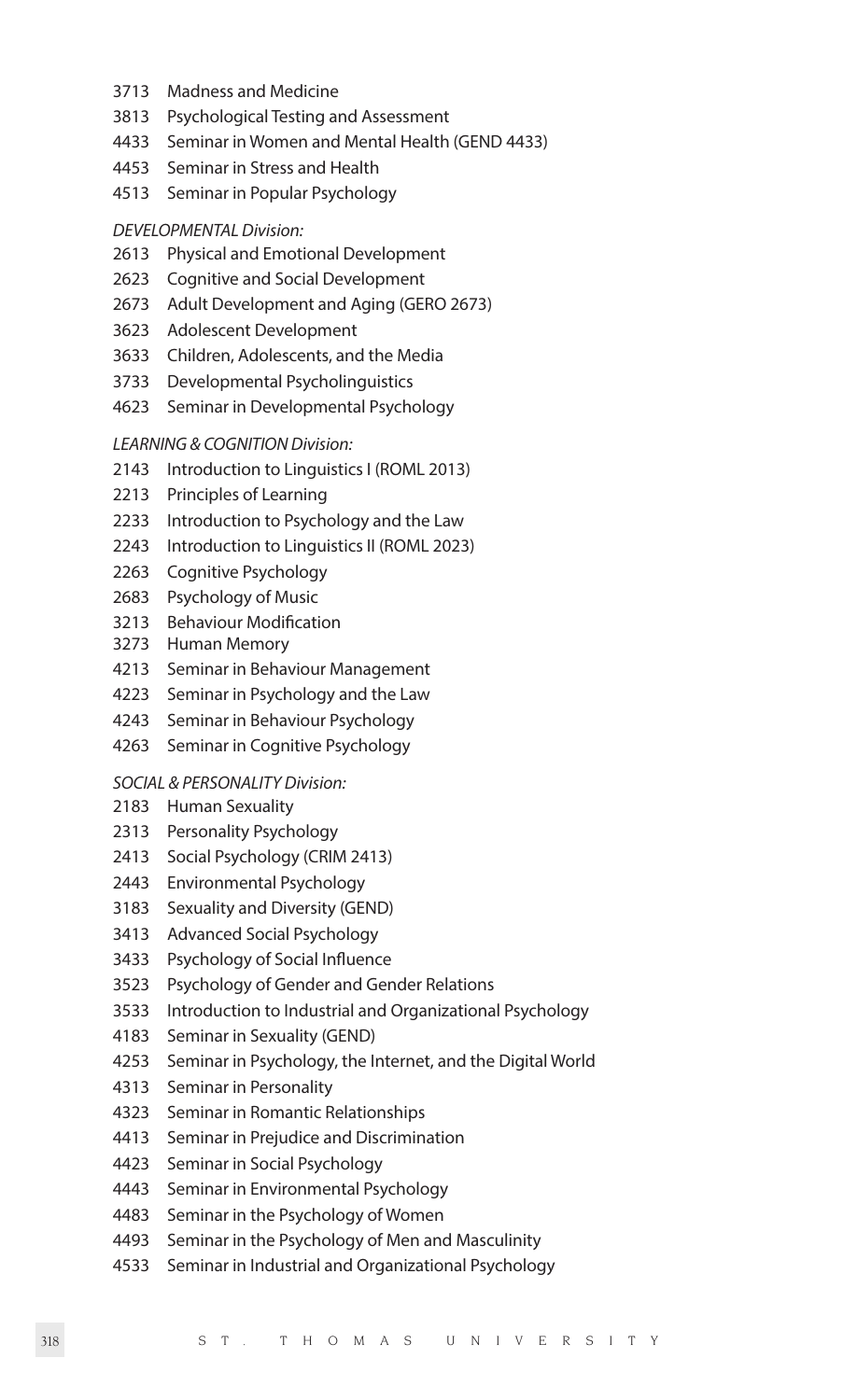3713 Madness and Medicine
3813 Psychological Testing and Assessment
4433 Seminar in Women and Mental Health (GEND 4433)
4453 Seminar in Stress and Health
4513 Seminar in Popular Psychology

*DEVELOPMENTAL Division:*

2613 Physical and Emotional Development
2623 Cognitive and Social Development
2673 Adult Development and Aging (GERO 2673)
3623 Adolescent Development
3633 Children, Adolescents, and the Media
3733 Developmental Psycholinguistics
4623 Seminar in Developmental Psychology

*LEARNING & COGNITION Division:*

2143 Introduction to Linguistics I (ROML 2013)
2213 Principles of Learning
2233 Introduction to Psychology and the Law
2243 Introduction to Linguistics II (ROML 2023)
2263 Cognitive Psychology
2683 Psychology of Music
3213 Behaviour Modification
3273 Human Memory
4213 Seminar in Behaviour Management
4223 Seminar in Psychology and the Law
4243 Seminar in Behaviour Psychology
4263 Seminar in Cognitive Psychology

*SOCIAL & PERSONALITY Division:*

2183 Human Sexuality
2313 Personality Psychology
2413 Social Psychology (CRIM 2413)
2443 Environmental Psychology
3183 Sexuality and Diversity (GEND)
3413 Advanced Social Psychology
3433 Psychology of Social Influence
3523 Psychology of Gender and Gender Relations
3533 Introduction to Industrial and Organizational Psychology
4183 Seminar in Sexuality (GEND)
4253 Seminar in Psychology, the Internet, and the Digital World
4313 Seminar in Personality
4323 Seminar in Romantic Relationships
4413 Seminar in Prejudice and Discrimination
4423 Seminar in Social Psychology
4443 Seminar in Environmental Psychology
4483 Seminar in the Psychology of Women
4493 Seminar in the Psychology of Men and Masculinity
4533 Seminar in Industrial and Organizational Psychology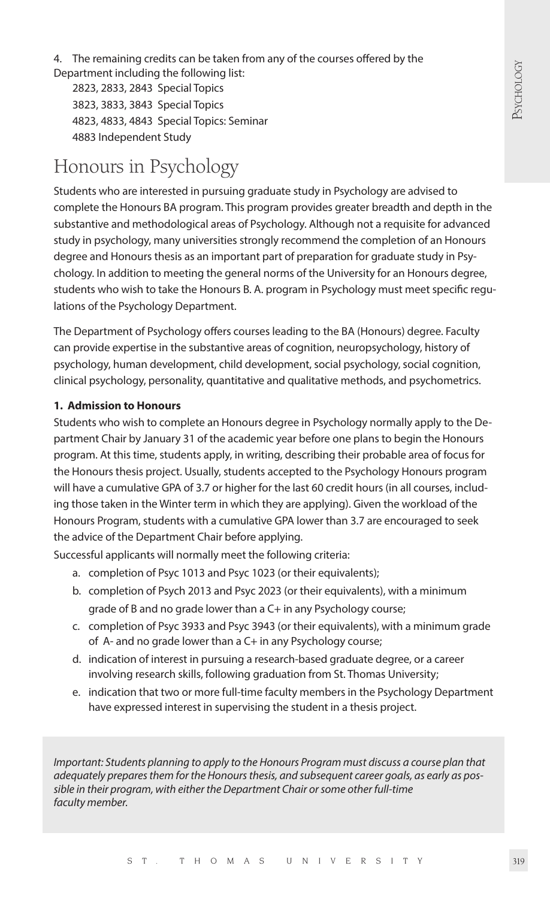4. The remaining credits can be taken from any of the courses offered by the Department including the following list:

2823, 2833, 2843 Special Topics
3823, 3833, 3843 Special Topics
4823, 4833, 4843 Special Topics: Seminar
4883 Independent Study

# Honours in Psychology

Students who are interested in pursuing graduate study in Psychology are advised to complete the Honours BA program. This program provides greater breadth and depth in the substantive and methodological areas of Psychology. Although not a requisite for advanced study in psychology, many universities strongly recommend the completion of an Honours degree and Honours thesis as an important part of preparation for graduate study in Psychology. In addition to meeting the general norms of the University for an Honours degree, students who wish to take the Honours B. A. program in Psychology must meet specific regulations of the Psychology Department.

The Department of Psychology offers courses leading to the BA (Honours) degree. Faculty can provide expertise in the substantive areas of cognition, neuropsychology, history of psychology, human development, child development, social psychology, social cognition, clinical psychology, personality, quantitative and qualitative methods, and psychometrics.

**1. Admission to Honours**

Students who wish to complete an Honours degree in Psychology normally apply to the Department Chair by January 31 of the academic year before one plans to begin the Honours program. At this time, students apply, in writing, describing their probable area of focus for the Honours thesis project. Usually, students accepted to the Psychology Honours program will have a cumulative GPA of 3.7 or higher for the last 60 credit hours (in all courses, including those taken in the Winter term in which they are applying). Given the workload of the Honours Program, students with a cumulative GPA lower than 3.7 are encouraged to seek the advice of the Department Chair before applying.

Successful applicants will normally meet the following criteria:

a. completion of Psyc 1013 and Psyc 1023 (or their equivalents);
b. completion of Psych 2013 and Psyc 2023 (or their equivalents), with a minimum grade of B and no grade lower than a C+ in any Psychology course;
c. completion of Psyc 3933 and Psyc 3943 (or their equivalents), with a minimum grade of A- and no grade lower than a C+ in any Psychology course;
d. indication of interest in pursuing a research-based graduate degree, or a career involving research skills, following graduation from St. Thomas University;
e. indication that two or more full-time faculty members in the Psychology Department have expressed interest in supervising the student in a thesis project.

*Important: Students planning to apply to the Honours Program must discuss a course plan that adequately prepares them for the Honours thesis, and subsequent career goals, as early as possible in their program, with either the Department Chair or some other full-time faculty member.*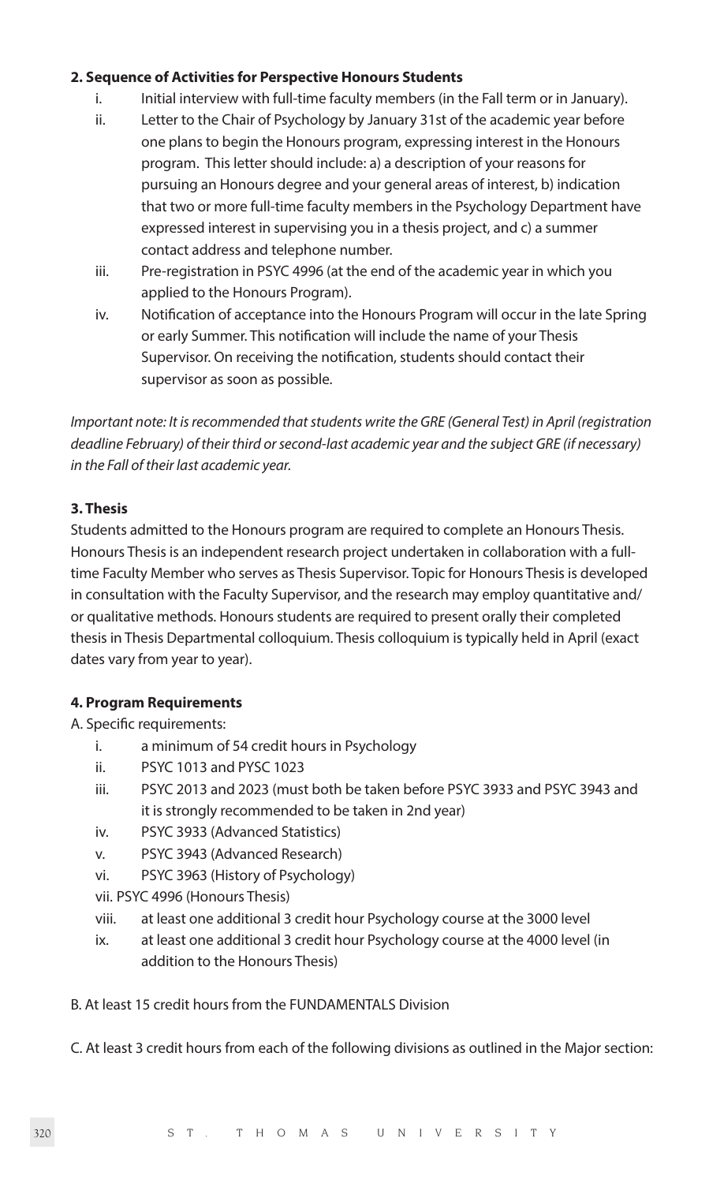**2. Sequence of Activities for Perspective Honours Students**

i. Initial interview with full-time faculty members (in the Fall term or in January).
ii. Letter to the Chair of Psychology by January 31st of the academic year before one plans to begin the Honours program, expressing interest in the Honours program. This letter should include: a) a description of your reasons for pursuing an Honours degree and your general areas of interest, b) indication that two or more full-time faculty members in the Psychology Department have expressed interest in supervising you in a thesis project, and c) a summer contact address and telephone number.
iii. Pre-registration in PSYC 4996 (at the end of the academic year in which you applied to the Honours Program).
iv. Notification of acceptance into the Honours Program will occur in the late Spring or early Summer. This notification will include the name of your Thesis Supervisor. On receiving the notification, students should contact their supervisor as soon as possible.

*Important note: It is recommended that students write the GRE (General Test) in April (registration deadline February) of their third or second-last academic year and the subject GRE (if necessary) in the Fall of their last academic year.*

**3. Thesis**

Students admitted to the Honours program are required to complete an Honours Thesis. Honours Thesis is an independent research project undertaken in collaboration with a full-time Faculty Member who serves as Thesis Supervisor. Topic for Honours Thesis is developed in consultation with the Faculty Supervisor, and the research may employ quantitative and/or qualitative methods. Honours students are required to present orally their completed thesis in Thesis Departmental colloquium. Thesis colloquium is typically held in April (exact dates vary from year to year).

**4. Program Requirements**

A. Specific requirements:

i. a minimum of 54 credit hours in Psychology
ii. PSYC 1013 and PYSC 1023
iii. PSYC 2013 and 2023 (must both be taken before PSYC 3933 and PSYC 3943 and it is strongly recommended to be taken in 2nd year)
iv. PSYC 3933 (Advanced Statistics)
v. PSYC 3943 (Advanced Research)
vi. PSYC 3963 (History of Psychology)
vii. PSYC 4996 (Honours Thesis)
viii. at least one additional 3 credit hour Psychology course at the 3000 level
ix. at least one additional 3 credit hour Psychology course at the 4000 level (in addition to the Honours Thesis)

B. At least 15 credit hours from the FUNDAMENTALS Division

C. At least 3 credit hours from each of the following divisions as outlined in the Major section: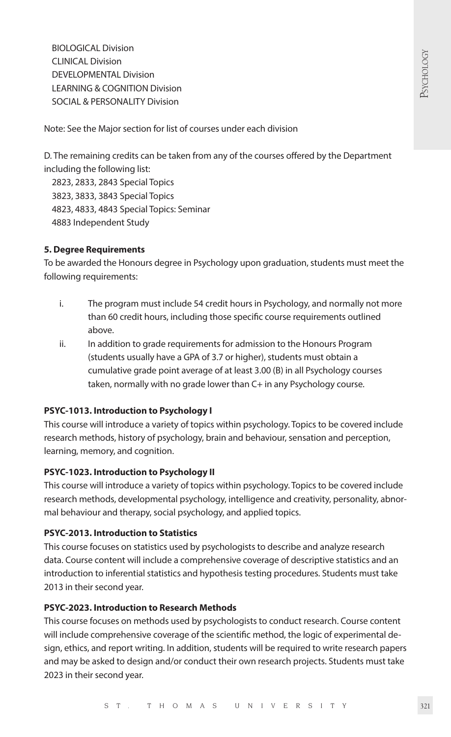BIOLOGICAL Division
CLINICAL Division
DEVELOPMENTAL Division
LEARNING & COGNITION Division
SOCIAL & PERSONALITY Division

Note: See the Major section for list of courses under each division

D. The remaining credits can be taken from any of the courses offered by the Department including the following list:

2823, 2833, 2843 Special Topics
3823, 3833, 3843 Special Topics
4823, 4833, 4843 Special Topics: Seminar
4883 Independent Study

**5. Degree Requirements**

To be awarded the Honours degree in Psychology upon graduation, students must meet the following requirements:

i. The program must include 54 credit hours in Psychology, and normally not more than 60 credit hours, including those specific course requirements outlined above.

ii. In addition to grade requirements for admission to the Honours Program (students usually have a GPA of 3.7 or higher), students must obtain a cumulative grade point average of at least 3.00 (B) in all Psychology courses taken, normally with no grade lower than C+ in any Psychology course.

**PSYC-1013. Introduction to Psychology I**

This course will introduce a variety of topics within psychology. Topics to be covered include research methods, history of psychology, brain and behaviour, sensation and perception, learning, memory, and cognition.

**PSYC-1023. Introduction to Psychology II**

This course will introduce a variety of topics within psychology. Topics to be covered include research methods, developmental psychology, intelligence and creativity, personality, abnormal behaviour and therapy, social psychology, and applied topics.

**PSYC-2013. Introduction to Statistics**

This course focuses on statistics used by psychologists to describe and analyze research data. Course content will include a comprehensive coverage of descriptive statistics and an introduction to inferential statistics and hypothesis testing procedures. Students must take 2013 in their second year.

**PSYC-2023. Introduction to Research Methods**

This course focuses on methods used by psychologists to conduct research. Course content will include comprehensive coverage of the scientific method, the logic of experimental design, ethics, and report writing. In addition, students will be required to write research papers and may be asked to design and/or conduct their own research projects. Students must take 2023 in their second year.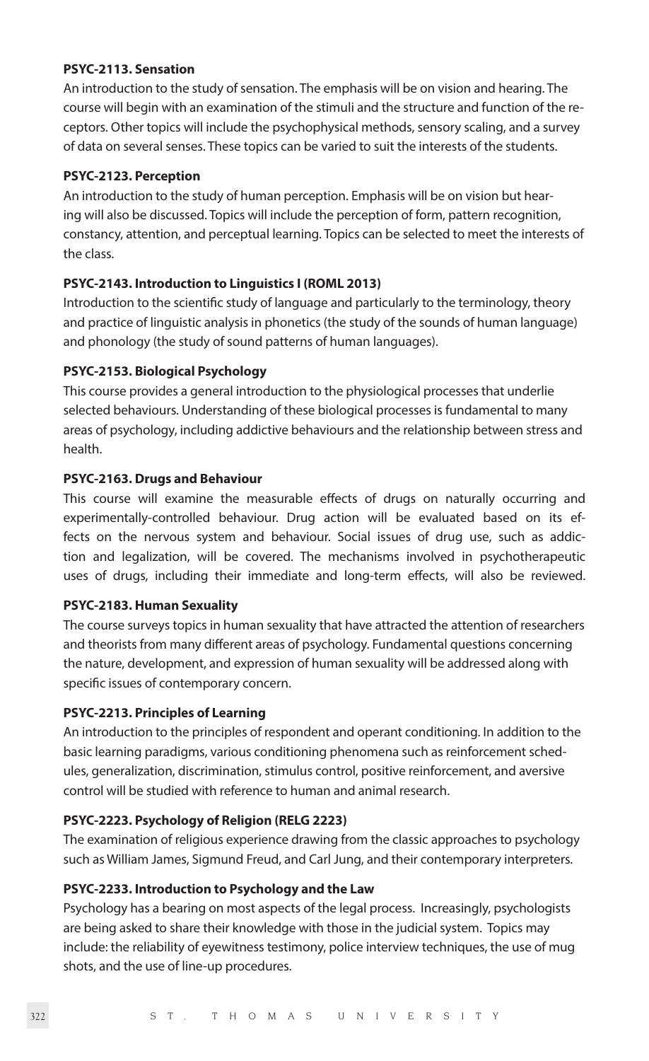**PSYC-2113. Sensation**

An introduction to the study of sensation. The emphasis will be on vision and hearing. The course will begin with an examination of the stimuli and the structure and function of the receptors. Other topics will include the psychophysical methods, sensory scaling, and a survey of data on several senses. These topics can be varied to suit the interests of the students.

**PSYC-2123. Perception**

An introduction to the study of human perception. Emphasis will be on vision but hearing will also be discussed. Topics will include the perception of form, pattern recognition, constancy, attention, and perceptual learning. Topics can be selected to meet the interests of the class.

**PSYC-2143. Introduction to Linguistics I (ROML 2013)**

Introduction to the scientific study of language and particularly to the terminology, theory and practice of linguistic analysis in phonetics (the study of the sounds of human language) and phonology (the study of sound patterns of human languages).

**PSYC-2153. Biological Psychology**

This course provides a general introduction to the physiological processes that underlie selected behaviours. Understanding of these biological processes is fundamental to many areas of psychology, including addictive behaviours and the relationship between stress and health.

**PSYC-2163. Drugs and Behaviour**

This course will examine the measurable effects of drugs on naturally occurring and experimentally-controlled behaviour. Drug action will be evaluated based on its effects on the nervous system and behaviour. Social issues of drug use, such as addiction and legalization, will be covered. The mechanisms involved in psychotherapeutic uses of drugs, including their immediate and long-term effects, will also be reviewed.

**PSYC-2183. Human Sexuality**

The course surveys topics in human sexuality that have attracted the attention of researchers and theorists from many different areas of psychology. Fundamental questions concerning the nature, development, and expression of human sexuality will be addressed along with specific issues of contemporary concern.

**PSYC-2213. Principles of Learning**

An introduction to the principles of respondent and operant conditioning. In addition to the basic learning paradigms, various conditioning phenomena such as reinforcement schedules, generalization, discrimination, stimulus control, positive reinforcement, and aversive control will be studied with reference to human and animal research.

**PSYC-2223. Psychology of Religion (RELG 2223)**

The examination of religious experience drawing from the classic approaches to psychology such as William James, Sigmund Freud, and Carl Jung, and their contemporary interpreters.

**PSYC-2233. Introduction to Psychology and the Law**

Psychology has a bearing on most aspects of the legal process. Increasingly, psychologists are being asked to share their knowledge with those in the judicial system. Topics may include: the reliability of eyewitness testimony, police interview techniques, the use of mug shots, and the use of line-up procedures.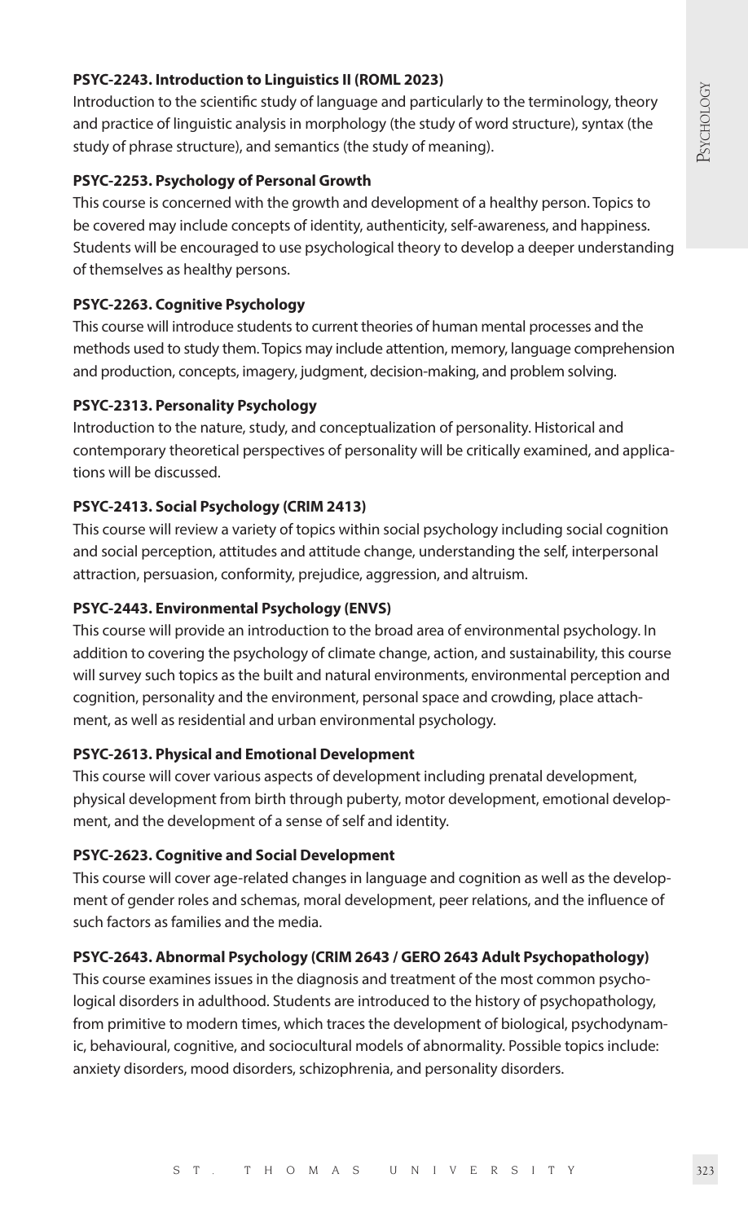**PSYC-2243. Introduction to Linguistics II (ROML 2023)**

Introduction to the scientific study of language and particularly to the terminology, theory and practice of linguistic analysis in morphology (the study of word structure), syntax (the study of phrase structure), and semantics (the study of meaning).

**PSYC-2253. Psychology of Personal Growth**

This course is concerned with the growth and development of a healthy person. Topics to be covered may include concepts of identity, authenticity, self-awareness, and happiness. Students will be encouraged to use psychological theory to develop a deeper understanding of themselves as healthy persons.

**PSYC-2263. Cognitive Psychology**

This course will introduce students to current theories of human mental processes and the methods used to study them. Topics may include attention, memory, language comprehension and production, concepts, imagery, judgment, decision-making, and problem solving.

**PSYC-2313. Personality Psychology**

Introduction to the nature, study, and conceptualization of personality. Historical and contemporary theoretical perspectives of personality will be critically examined, and applications will be discussed.

**PSYC-2413. Social Psychology (CRIM 2413)**

This course will review a variety of topics within social psychology including social cognition and social perception, attitudes and attitude change, understanding the self, interpersonal attraction, persuasion, conformity, prejudice, aggression, and altruism.

**PSYC-2443. Environmental Psychology (ENVS)**

This course will provide an introduction to the broad area of environmental psychology. In addition to covering the psychology of climate change, action, and sustainability, this course will survey such topics as the built and natural environments, environmental perception and cognition, personality and the environment, personal space and crowding, place attachment, as well as residential and urban environmental psychology.

**PSYC-2613. Physical and Emotional Development**

This course will cover various aspects of development including prenatal development, physical development from birth through puberty, motor development, emotional development, and the development of a sense of self and identity.

**PSYC-2623. Cognitive and Social Development**

This course will cover age-related changes in language and cognition as well as the development of gender roles and schemas, moral development, peer relations, and the influence of such factors as families and the media.

**PSYC-2643. Abnormal Psychology (CRIM 2643 / GERO 2643 Adult Psychopathology)**

This course examines issues in the diagnosis and treatment of the most common psychological disorders in adulthood. Students are introduced to the history of psychopathology, from primitive to modern times, which traces the development of biological, psychodynamic, behavioural, cognitive, and sociocultural models of abnormality. Possible topics include: anxiety disorders, mood disorders, schizophrenia, and personality disorders.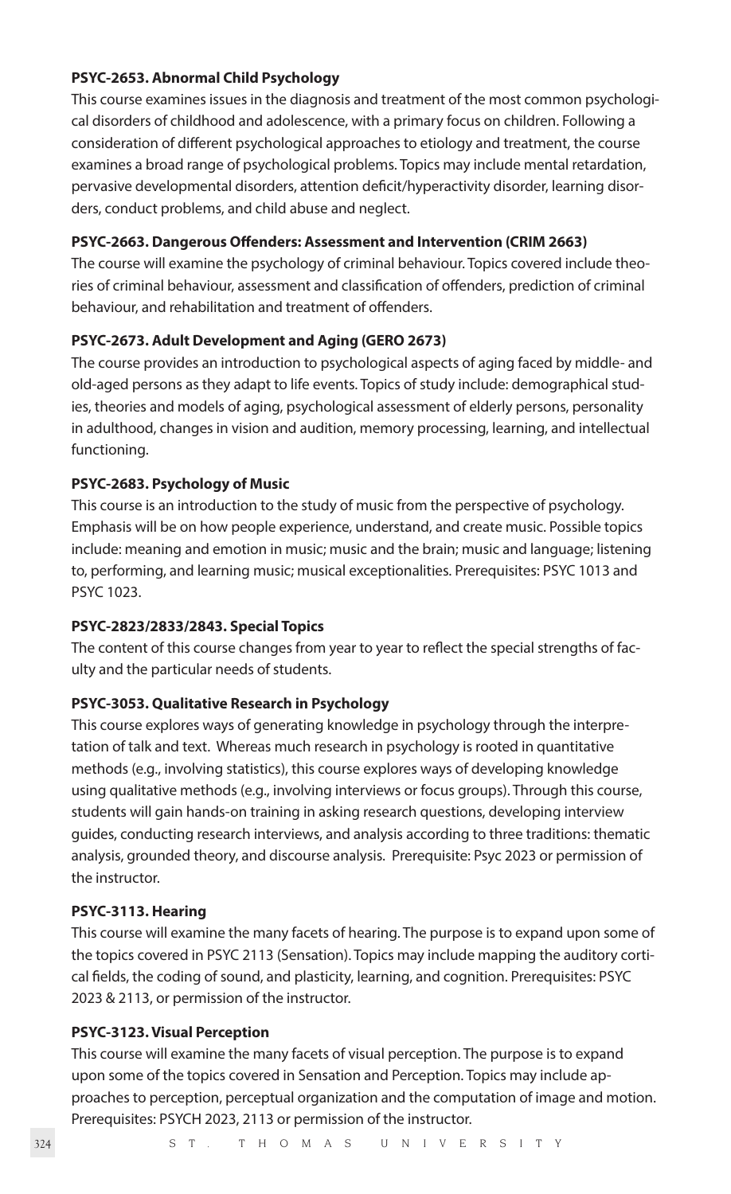**PSYC-2653. Abnormal Child Psychology**

This course examines issues in the diagnosis and treatment of the most common psychological disorders of childhood and adolescence, with a primary focus on children. Following a consideration of different psychological approaches to etiology and treatment, the course examines a broad range of psychological problems. Topics may include mental retardation, pervasive developmental disorders, attention deficit/hyperactivity disorder, learning disorders, conduct problems, and child abuse and neglect.

**PSYC-2663. Dangerous Offenders: Assessment and Intervention (CRIM 2663)**

The course will examine the psychology of criminal behaviour. Topics covered include theories of criminal behaviour, assessment and classification of offenders, prediction of criminal behaviour, and rehabilitation and treatment of offenders.

**PSYC-2673. Adult Development and Aging (GERO 2673)**

The course provides an introduction to psychological aspects of aging faced by middle- and old-aged persons as they adapt to life events. Topics of study include: demographical studies, theories and models of aging, psychological assessment of elderly persons, personality in adulthood, changes in vision and audition, memory processing, learning, and intellectual functioning.

**PSYC-2683. Psychology of Music**

This course is an introduction to the study of music from the perspective of psychology. Emphasis will be on how people experience, understand, and create music. Possible topics include: meaning and emotion in music; music and the brain; music and language; listening to, performing, and learning music; musical exceptionalities. Prerequisites: PSYC 1013 and PSYC 1023.

**PSYC-2823/2833/2843. Special Topics**

The content of this course changes from year to year to reflect the special strengths of faculty and the particular needs of students.

**PSYC-3053. Qualitative Research in Psychology**

This course explores ways of generating knowledge in psychology through the interpretation of talk and text. Whereas much research in psychology is rooted in quantitative methods (e.g., involving statistics), this course explores ways of developing knowledge using qualitative methods (e.g., involving interviews or focus groups). Through this course, students will gain hands-on training in asking research questions, developing interview guides, conducting research interviews, and analysis according to three traditions: thematic analysis, grounded theory, and discourse analysis. Prerequisite: Psyc 2023 or permission of the instructor.

**PSYC-3113. Hearing**

This course will examine the many facets of hearing. The purpose is to expand upon some of the topics covered in PSYC 2113 (Sensation). Topics may include mapping the auditory cortical fields, the coding of sound, and plasticity, learning, and cognition. Prerequisites: PSYC 2023 & 2113, or permission of the instructor.

**PSYC-3123. Visual Perception**

This course will examine the many facets of visual perception. The purpose is to expand upon some of the topics covered in Sensation and Perception. Topics may include approaches to perception, perceptual organization and the computation of image and motion. Prerequisites: PSYCH 2023, 2113 or permission of the instructor.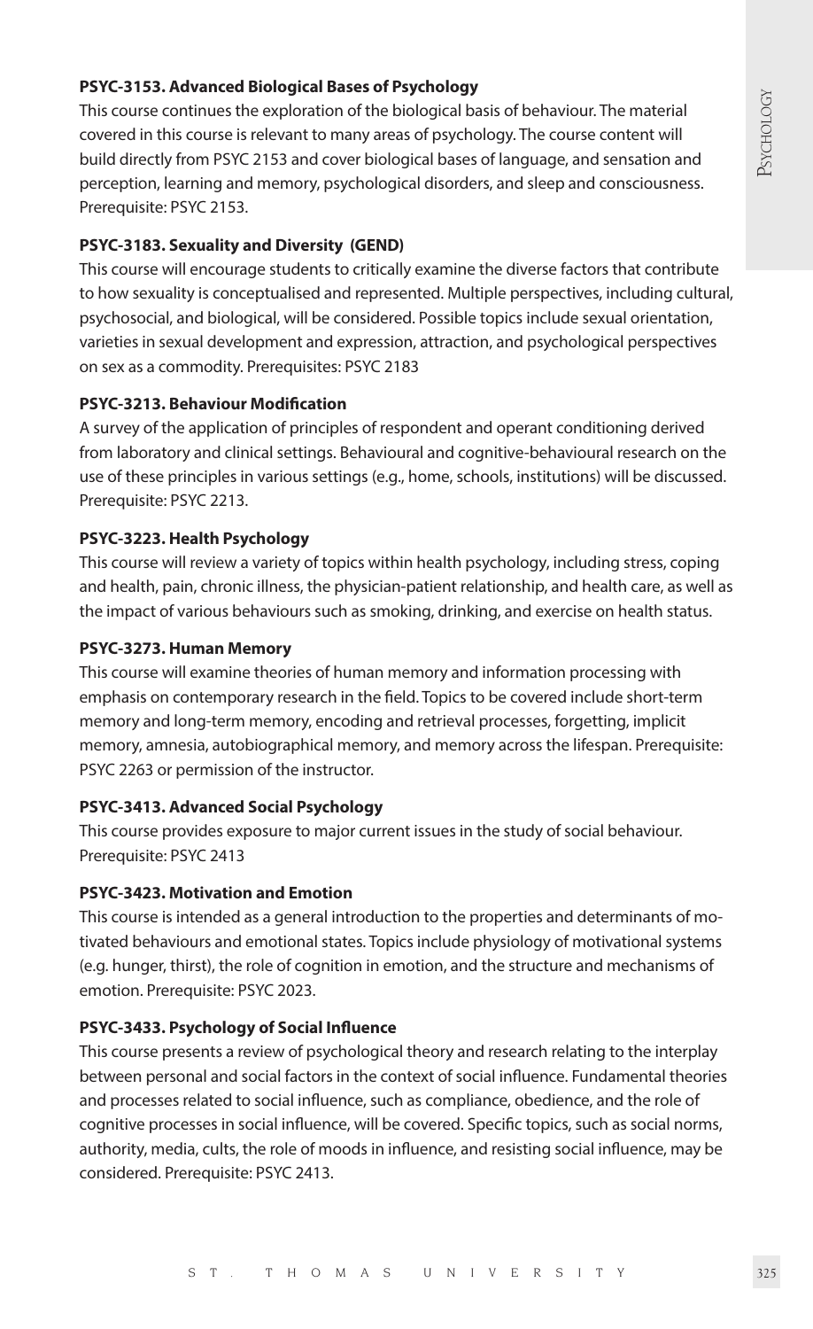**PSYC-3153. Advanced Biological Bases of Psychology**

This course continues the exploration of the biological basis of behaviour. The material covered in this course is relevant to many areas of psychology. The course content will build directly from PSYC 2153 and cover biological bases of language, and sensation and perception, learning and memory, psychological disorders, and sleep and consciousness. Prerequisite: PSYC 2153.

**PSYC-3183. Sexuality and Diversity (GEND)**

This course will encourage students to critically examine the diverse factors that contribute to how sexuality is conceptualised and represented. Multiple perspectives, including cultural, psychosocial, and biological, will be considered. Possible topics include sexual orientation, varieties in sexual development and expression, attraction, and psychological perspectives on sex as a commodity. Prerequisites: PSYC 2183

**PSYC-3213. Behaviour Modification**

A survey of the application of principles of respondent and operant conditioning derived from laboratory and clinical settings. Behavioural and cognitive-behavioural research on the use of these principles in various settings (e.g., home, schools, institutions) will be discussed. Prerequisite: PSYC 2213.

**PSYC-3223. Health Psychology**

This course will review a variety of topics within health psychology, including stress, coping and health, pain, chronic illness, the physician-patient relationship, and health care, as well as the impact of various behaviours such as smoking, drinking, and exercise on health status.

**PSYC-3273. Human Memory**

This course will examine theories of human memory and information processing with emphasis on contemporary research in the field. Topics to be covered include short-term memory and long-term memory, encoding and retrieval processes, forgetting, implicit memory, amnesia, autobiographical memory, and memory across the lifespan. Prerequisite: PSYC 2263 or permission of the instructor.

**PSYC-3413. Advanced Social Psychology**

This course provides exposure to major current issues in the study of social behaviour. Prerequisite: PSYC 2413

**PSYC-3423. Motivation and Emotion**

This course is intended as a general introduction to the properties and determinants of motivated behaviours and emotional states. Topics include physiology of motivational systems (e.g. hunger, thirst), the role of cognition in emotion, and the structure and mechanisms of emotion. Prerequisite: PSYC 2023.

**PSYC-3433. Psychology of Social Influence**

This course presents a review of psychological theory and research relating to the interplay between personal and social factors in the context of social influence. Fundamental theories and processes related to social influence, such as compliance, obedience, and the role of cognitive processes in social influence, will be covered. Specific topics, such as social norms, authority, media, cults, the role of moods in influence, and resisting social influence, may be considered. Prerequisite: PSYC 2413.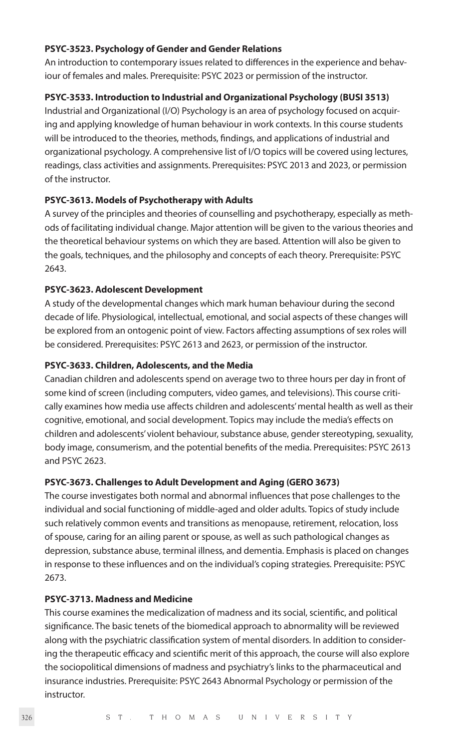**PSYC-3523. Psychology of Gender and Gender Relations**

An introduction to contemporary issues related to differences in the experience and behaviour of females and males. Prerequisite: PSYC 2023 or permission of the instructor.

**PSYC-3533. Introduction to Industrial and Organizational Psychology (BUSI 3513)**

Industrial and Organizational (I/O) Psychology is an area of psychology focused on acquiring and applying knowledge of human behaviour in work contexts. In this course students will be introduced to the theories, methods, findings, and applications of industrial and organizational psychology. A comprehensive list of I/O topics will be covered using lectures, readings, class activities and assignments. Prerequisites: PSYC 2013 and 2023, or permission of the instructor.

**PSYC-3613. Models of Psychotherapy with Adults**

A survey of the principles and theories of counselling and psychotherapy, especially as methods of facilitating individual change. Major attention will be given to the various theories and the theoretical behaviour systems on which they are based. Attention will also be given to the goals, techniques, and the philosophy and concepts of each theory. Prerequisite: PSYC 2643.

**PSYC-3623. Adolescent Development**

A study of the developmental changes which mark human behaviour during the second decade of life. Physiological, intellectual, emotional, and social aspects of these changes will be explored from an ontogenic point of view. Factors affecting assumptions of sex roles will be considered. Prerequisites: PSYC 2613 and 2623, or permission of the instructor.

**PSYC-3633. Children, Adolescents, and the Media**

Canadian children and adolescents spend on average two to three hours per day in front of some kind of screen (including computers, video games, and televisions). This course critically examines how media use affects children and adolescents' mental health as well as their cognitive, emotional, and social development. Topics may include the media's effects on children and adolescents' violent behaviour, substance abuse, gender stereotyping, sexuality, body image, consumerism, and the potential benefits of the media. Prerequisites: PSYC 2613 and PSYC 2623.

**PSYC-3673. Challenges to Adult Development and Aging (GERO 3673)**

The course investigates both normal and abnormal influences that pose challenges to the individual and social functioning of middle-aged and older adults. Topics of study include such relatively common events and transitions as menopause, retirement, relocation, loss of spouse, caring for an ailing parent or spouse, as well as such pathological changes as depression, substance abuse, terminal illness, and dementia. Emphasis is placed on changes in response to these influences and on the individual's coping strategies. Prerequisite: PSYC 2673.

**PSYC-3713. Madness and Medicine**

This course examines the medicalization of madness and its social, scientific, and political significance. The basic tenets of the biomedical approach to abnormality will be reviewed along with the psychiatric classification system of mental disorders. In addition to considering the therapeutic efficacy and scientific merit of this approach, the course will also explore the sociopolitical dimensions of madness and psychiatry's links to the pharmaceutical and insurance industries. Prerequisite: PSYC 2643 Abnormal Psychology or permission of the instructor.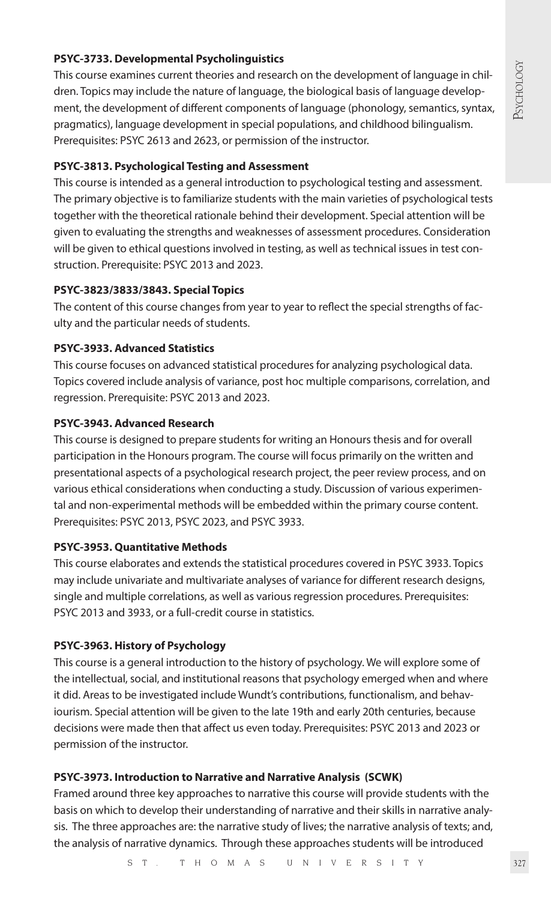**PSYC-3733. Developmental Psycholinguistics**

This course examines current theories and research on the development of language in children. Topics may include the nature of language, the biological basis of language development, the development of different components of language (phonology, semantics, syntax, pragmatics), language development in special populations, and childhood bilingualism. Prerequisites: PSYC 2613 and 2623, or permission of the instructor.

**PSYC-3813. Psychological Testing and Assessment**

This course is intended as a general introduction to psychological testing and assessment. The primary objective is to familiarize students with the main varieties of psychological tests together with the theoretical rationale behind their development. Special attention will be given to evaluating the strengths and weaknesses of assessment procedures. Consideration will be given to ethical questions involved in testing, as well as technical issues in test construction. Prerequisite: PSYC 2013 and 2023.

**PSYC-3823/3833/3843. Special Topics**

The content of this course changes from year to year to reflect the special strengths of faculty and the particular needs of students.

**PSYC-3933. Advanced Statistics**

This course focuses on advanced statistical procedures for analyzing psychological data. Topics covered include analysis of variance, post hoc multiple comparisons, correlation, and regression. Prerequisite: PSYC 2013 and 2023.

**PSYC-3943. Advanced Research**

This course is designed to prepare students for writing an Honours thesis and for overall participation in the Honours program. The course will focus primarily on the written and presentational aspects of a psychological research project, the peer review process, and on various ethical considerations when conducting a study. Discussion of various experimental and non-experimental methods will be embedded within the primary course content. Prerequisites: PSYC 2013, PSYC 2023, and PSYC 3933.

**PSYC-3953. Quantitative Methods**

This course elaborates and extends the statistical procedures covered in PSYC 3933. Topics may include univariate and multivariate analyses of variance for different research designs, single and multiple correlations, as well as various regression procedures. Prerequisites: PSYC 2013 and 3933, or a full-credit course in statistics.

**PSYC-3963. History of Psychology**

This course is a general introduction to the history of psychology. We will explore some of the intellectual, social, and institutional reasons that psychology emerged when and where it did. Areas to be investigated include Wundt's contributions, functionalism, and behaviourism. Special attention will be given to the late 19th and early 20th centuries, because decisions were made then that affect us even today. Prerequisites: PSYC 2013 and 2023 or permission of the instructor.

**PSYC-3973. Introduction to Narrative and Narrative Analysis (SCWK)**

Framed around three key approaches to narrative this course will provide students with the basis on which to develop their understanding of narrative and their skills in narrative analysis. The three approaches are: the narrative study of lives; the narrative analysis of texts; and, the analysis of narrative dynamics. Through these approaches students will be introduced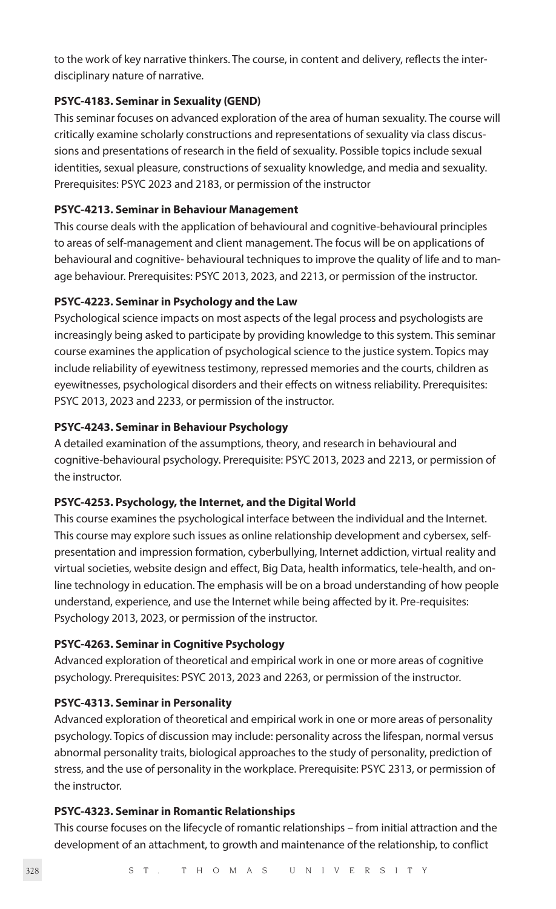to the work of key narrative thinkers. The course, in content and delivery, reflects the inter-disciplinary nature of narrative.

**PSYC-4183. Seminar in Sexuality (GEND)**

This seminar focuses on advanced exploration of the area of human sexuality. The course will critically examine scholarly constructions and representations of sexuality via class discussions and presentations of research in the field of sexuality. Possible topics include sexual identities, sexual pleasure, constructions of sexuality knowledge, and media and sexuality. Prerequisites: PSYC 2023 and 2183, or permission of the instructor

**PSYC-4213. Seminar in Behaviour Management**

This course deals with the application of behavioural and cognitive-behavioural principles to areas of self-management and client management. The focus will be on applications of behavioural and cognitive- behavioural techniques to improve the quality of life and to manage behaviour. Prerequisites: PSYC 2013, 2023, and 2213, or permission of the instructor.

**PSYC-4223. Seminar in Psychology and the Law**

Psychological science impacts on most aspects of the legal process and psychologists are increasingly being asked to participate by providing knowledge to this system. This seminar course examines the application of psychological science to the justice system. Topics may include reliability of eyewitness testimony, repressed memories and the courts, children as eyewitnesses, psychological disorders and their effects on witness reliability. Prerequisites: PSYC 2013, 2023 and 2233, or permission of the instructor.

**PSYC-4243. Seminar in Behaviour Psychology**

A detailed examination of the assumptions, theory, and research in behavioural and cognitive-behavioural psychology. Prerequisite: PSYC 2013, 2023 and 2213, or permission of the instructor.

**PSYC-4253. Psychology, the Internet, and the Digital World**

This course examines the psychological interface between the individual and the Internet. This course may explore such issues as online relationship development and cybersex, self-presentation and impression formation, cyberbullying, Internet addiction, virtual reality and virtual societies, website design and effect, Big Data, health informatics, tele-health, and on-line technology in education. The emphasis will be on a broad understanding of how people understand, experience, and use the Internet while being affected by it. Pre-requisites: Psychology 2013, 2023, or permission of the instructor.

**PSYC-4263. Seminar in Cognitive Psychology**

Advanced exploration of theoretical and empirical work in one or more areas of cognitive psychology. Prerequisites: PSYC 2013, 2023 and 2263, or permission of the instructor.

**PSYC-4313. Seminar in Personality**

Advanced exploration of theoretical and empirical work in one or more areas of personality psychology. Topics of discussion may include: personality across the lifespan, normal versus abnormal personality traits, biological approaches to the study of personality, prediction of stress, and the use of personality in the workplace. Prerequisite: PSYC 2313, or permission of the instructor.

**PSYC-4323. Seminar in Romantic Relationships**

This course focuses on the lifecycle of romantic relationships – from initial attraction and the development of an attachment, to growth and maintenance of the relationship, to conflict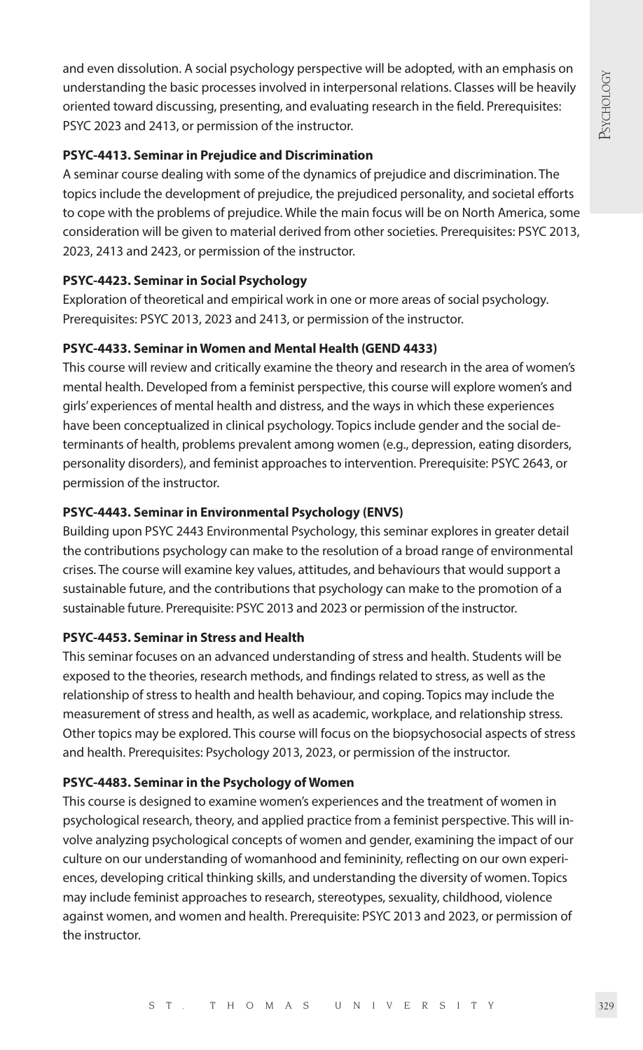and even dissolution. A social psychology perspective will be adopted, with an emphasis on understanding the basic processes involved in interpersonal relations. Classes will be heavily oriented toward discussing, presenting, and evaluating research in the field. Prerequisites: PSYC 2023 and 2413, or permission of the instructor.

**PSYC-4413. Seminar in Prejudice and Discrimination**

A seminar course dealing with some of the dynamics of prejudice and discrimination. The topics include the development of prejudice, the prejudiced personality, and societal efforts to cope with the problems of prejudice. While the main focus will be on North America, some consideration will be given to material derived from other societies. Prerequisites: PSYC 2013, 2023, 2413 and 2423, or permission of the instructor.

**PSYC-4423. Seminar in Social Psychology**

Exploration of theoretical and empirical work in one or more areas of social psychology. Prerequisites: PSYC 2013, 2023 and 2413, or permission of the instructor.

**PSYC-4433. Seminar in Women and Mental Health (GEND 4433)**

This course will review and critically examine the theory and research in the area of women's mental health. Developed from a feminist perspective, this course will explore women's and girls' experiences of mental health and distress, and the ways in which these experiences have been conceptualized in clinical psychology. Topics include gender and the social determinants of health, problems prevalent among women (e.g., depression, eating disorders, personality disorders), and feminist approaches to intervention. Prerequisite: PSYC 2643, or permission of the instructor.

**PSYC-4443. Seminar in Environmental Psychology (ENVS)**

Building upon PSYC 2443 Environmental Psychology, this seminar explores in greater detail the contributions psychology can make to the resolution of a broad range of environmental crises. The course will examine key values, attitudes, and behaviours that would support a sustainable future, and the contributions that psychology can make to the promotion of a sustainable future. Prerequisite: PSYC 2013 and 2023 or permission of the instructor.

**PSYC-4453. Seminar in Stress and Health**

This seminar focuses on an advanced understanding of stress and health. Students will be exposed to the theories, research methods, and findings related to stress, as well as the relationship of stress to health and health behaviour, and coping. Topics may include the measurement of stress and health, as well as academic, workplace, and relationship stress. Other topics may be explored. This course will focus on the biopsychosocial aspects of stress and health. Prerequisites: Psychology 2013, 2023, or permission of the instructor.

**PSYC-4483. Seminar in the Psychology of Women**

This course is designed to examine women's experiences and the treatment of women in psychological research, theory, and applied practice from a feminist perspective. This will involve analyzing psychological concepts of women and gender, examining the impact of our culture on our understanding of womanhood and femininity, reflecting on our own experiences, developing critical thinking skills, and understanding the diversity of women. Topics may include feminist approaches to research, stereotypes, sexuality, childhood, violence against women, and women and health. Prerequisite: PSYC 2013 and 2023, or permission of the instructor.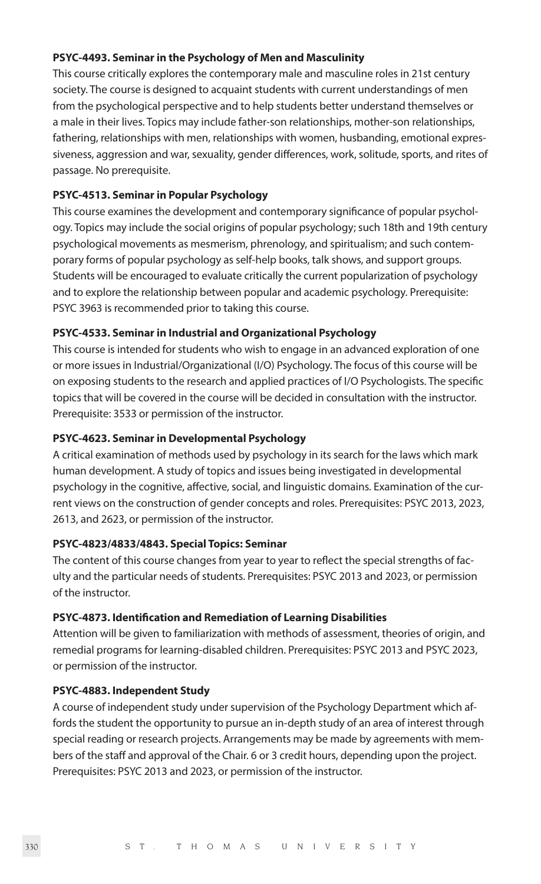**PSYC-4493. Seminar in the Psychology of Men and Masculinity**

This course critically explores the contemporary male and masculine roles in 21st century society. The course is designed to acquaint students with current understandings of men from the psychological perspective and to help students better understand themselves or a male in their lives. Topics may include father-son relationships, mother-son relationships, fathering, relationships with men, relationships with women, husbanding, emotional expressiveness, aggression and war, sexuality, gender differences, work, solitude, sports, and rites of passage. No prerequisite.

**PSYC-4513. Seminar in Popular Psychology**

This course examines the development and contemporary significance of popular psychology. Topics may include the social origins of popular psychology; such 18th and 19th century psychological movements as mesmerism, phrenology, and spiritualism; and such contemporary forms of popular psychology as self-help books, talk shows, and support groups. Students will be encouraged to evaluate critically the current popularization of psychology and to explore the relationship between popular and academic psychology. Prerequisite: PSYC 3963 is recommended prior to taking this course.

**PSYC-4533. Seminar in Industrial and Organizational Psychology**

This course is intended for students who wish to engage in an advanced exploration of one or more issues in Industrial/Organizational (I/O) Psychology. The focus of this course will be on exposing students to the research and applied practices of I/O Psychologists. The specific topics that will be covered in the course will be decided in consultation with the instructor. Prerequisite: 3533 or permission of the instructor.

**PSYC-4623. Seminar in Developmental Psychology**

A critical examination of methods used by psychology in its search for the laws which mark human development. A study of topics and issues being investigated in developmental psychology in the cognitive, affective, social, and linguistic domains. Examination of the current views on the construction of gender concepts and roles. Prerequisites: PSYC 2013, 2023, 2613, and 2623, or permission of the instructor.

**PSYC-4823/4833/4843. Special Topics: Seminar**

The content of this course changes from year to year to reflect the special strengths of faculty and the particular needs of students. Prerequisites: PSYC 2013 and 2023, or permission of the instructor.

**PSYC-4873. Identification and Remediation of Learning Disabilities**

Attention will be given to familiarization with methods of assessment, theories of origin, and remedial programs for learning-disabled children. Prerequisites: PSYC 2013 and PSYC 2023, or permission of the instructor.

**PSYC-4883. Independent Study**

A course of independent study under supervision of the Psychology Department which affords the student the opportunity to pursue an in-depth study of an area of interest through special reading or research projects. Arrangements may be made by agreements with members of the staff and approval of the Chair. 6 or 3 credit hours, depending upon the project. Prerequisites: PSYC 2013 and 2023, or permission of the instructor.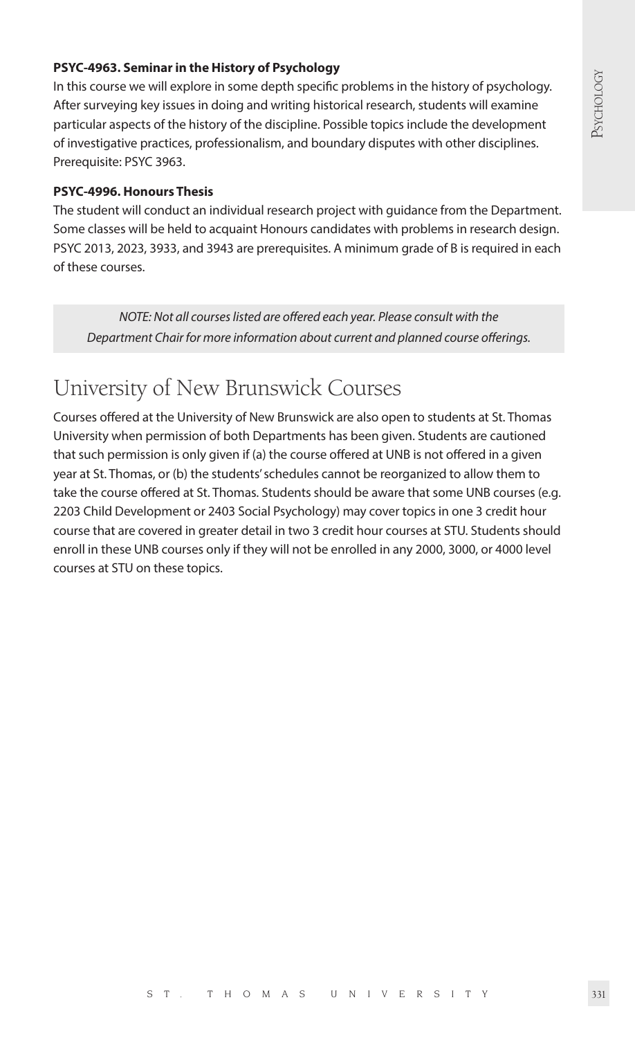**PSYC-4963. Seminar in the History of Psychology**

In this course we will explore in some depth specific problems in the history of psychology. After surveying key issues in doing and writing historical research, students will examine particular aspects of the history of the discipline. Possible topics include the development of investigative practices, professionalism, and boundary disputes with other disciplines. Prerequisite: PSYC 3963.

**PSYC-4996. Honours Thesis**

The student will conduct an individual research project with guidance from the Department. Some classes will be held to acquaint Honours candidates with problems in research design. PSYC 2013, 2023, 3933, and 3943 are prerequisites. A minimum grade of B is required in each of these courses.

*NOTE: Not all courses listed are offered each year. Please consult with the Department Chair for more information about current and planned course offerings.*

## University of New Brunswick Courses

Courses offered at the University of New Brunswick are also open to students at St. Thomas University when permission of both Departments has been given. Students are cautioned that such permission is only given if (a) the course offered at UNB is not offered in a given year at St. Thomas, or (b) the students' schedules cannot be reorganized to allow them to take the course offered at St. Thomas. Students should be aware that some UNB courses (e.g. 2203 Child Development or 2403 Social Psychology) may cover topics in one 3 credit hour course that are covered in greater detail in two 3 credit hour courses at STU. Students should enroll in these UNB courses only if they will not be enrolled in any 2000, 3000, or 4000 level courses at STU on these topics.